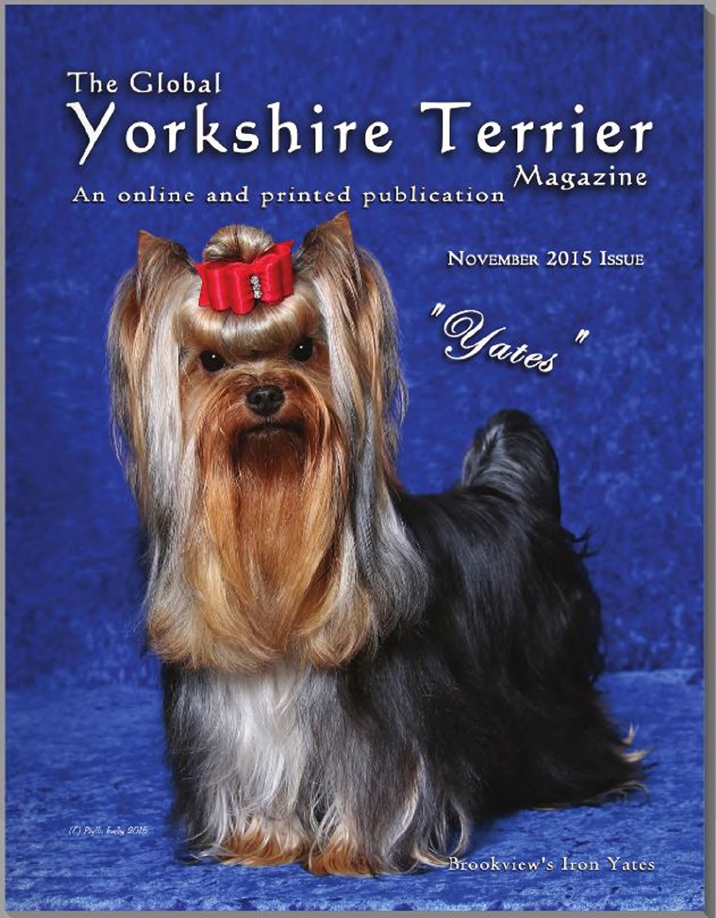The Global

# Yorkshire Terrier Magazine

An online and printed publication

November 2015 Issue

*"Yates"*

(C) Phyllis Bailey 2015

Brookview's Iron Yates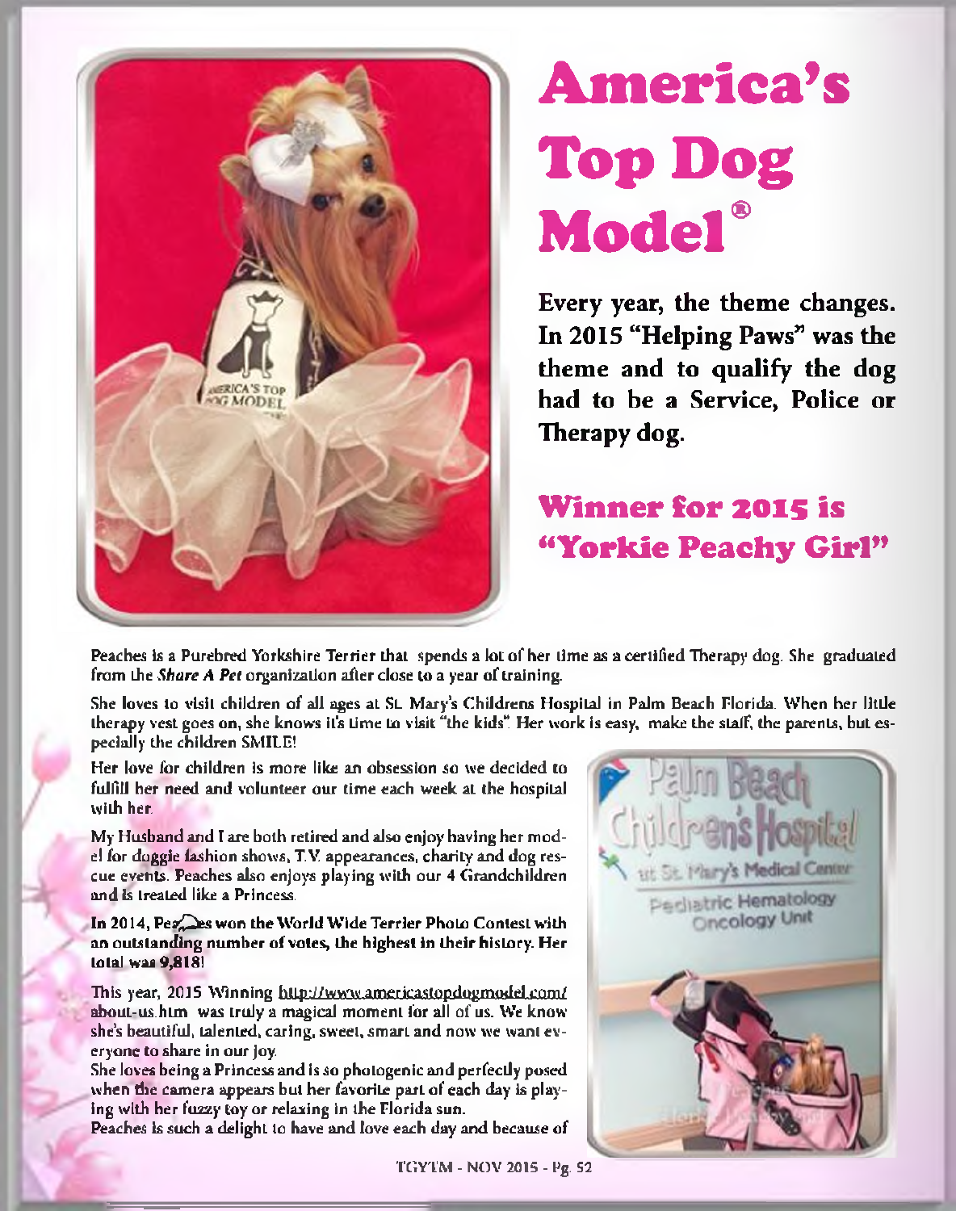# America's Top Dog Model®

**Every year, the theme changes. In 2015 "Helping Paws" was the theme and to qualify the dog had to be a Service, Police or Therapy dog.**

## Winner for 2015 is "Yorkie Peachy Girl"

Peaches is a Purebred Yorkshire Terrier that spends a lot of her time as a certified Therapy dog. She graduated from the *Share A Pet* organization after close to a year of training.

She loves to visit children of all ages at St. Mary's Childrens Hospital in Palm Beach Florida. When her little therapy vest goes on, she knows it's time to visit "the kids". Her work is easy, make the staff, the parents, but especially the children SMILE!

Her love for children is more like an obsession so we decided to fulfill her need and volunteer our time each week at the hospital with her.

My Husband and I are both retired and also enjoy having her model for doggie fashion shows, T.V. appearances, charity and dog rescue events. Peaches also enjoys playing with our 4 Grandchildren and is treated like a Princess.

**In 2014, Peaches won the World Wide Terrier Photo Contest with an outstanding number of votes, the highest in their history. Her total was 9,818!**

This year, 2015 Winning http://www.americastopdogmodel.com/about-us.htm was truly a magical moment for all of us. We know she's beautiful, talented, caring, sweet, smart and now we want everyone to share in our joy.

She loves being a Princess and is so photogenic and perfectly posed when the camera appears but her favorite part of each day is playing with her fuzzy toy or relaxing in the Florida sun.

Peaches is such a delight to have and love each day and because of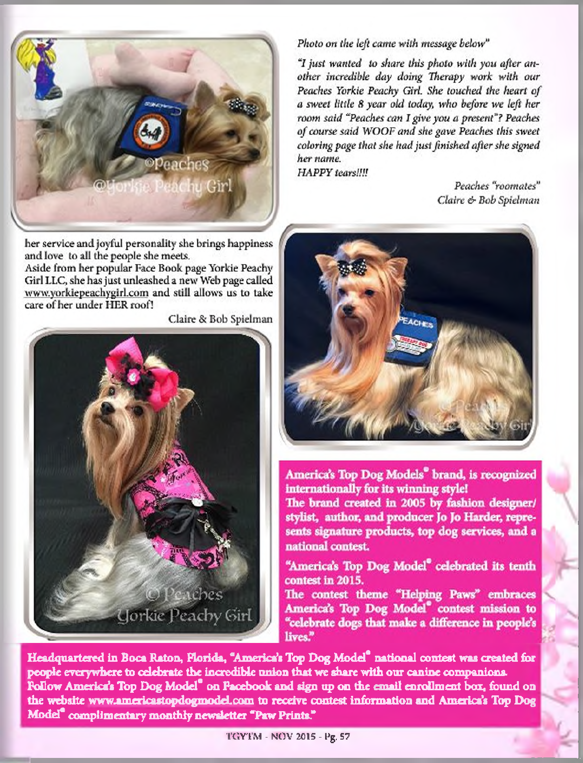*Photo on the left came with message below"*

*"I just wanted to share this photo with you after another incredible day doing Therapy work with our Peaches Yorkie Peachy Girl. She touched the heart of a sweet little 8 year old today, who before we left her room said "Peaches can I give you a present"? Peaches of course said WOOF and she gave Peaches this sweet coloring page that she had just finished after she signed her name.*
*HAPPY tears!!!!*

*Peaches "roomates"*
*Claire & Bob Spielman*

her service and joyful personality she brings happiness and love to all the people she meets.
Aside from her popular Face Book page Yorkie Peachy Girl LLC, she has just unleashed a new Web page called www.yorkiepeachygirl.com and still allows us to take care of her under HER roof!

Claire & Bob Spielman

**America's Top Dog Models® brand, is recognized internationally for its winning style!**
**The brand created in 2005 by fashion designer/stylist, author, and producer Jo Jo Harder, represents signature products, top dog services, and a national contest.**

**"America's Top Dog Model® celebrated its tenth contest in 2015.**
**The contest theme "Helping Paws" embraces America's Top Dog Model® contest mission to "celebrate dogs that make a difference in people's lives."**

**Headquartered in Boca Raton, Florida, "America's Top Dog Model® national contest was created for people everywhere to celebrate the incredible union that we share with our canine companions.**
**Follow America's Top Dog Model® on Facebook and sign up on the email enrollment box, found on the website www.americastopdogmodel.com to receive contest information and America's Top Dog Model® complimentary monthly newsletter "Paw Prints."**